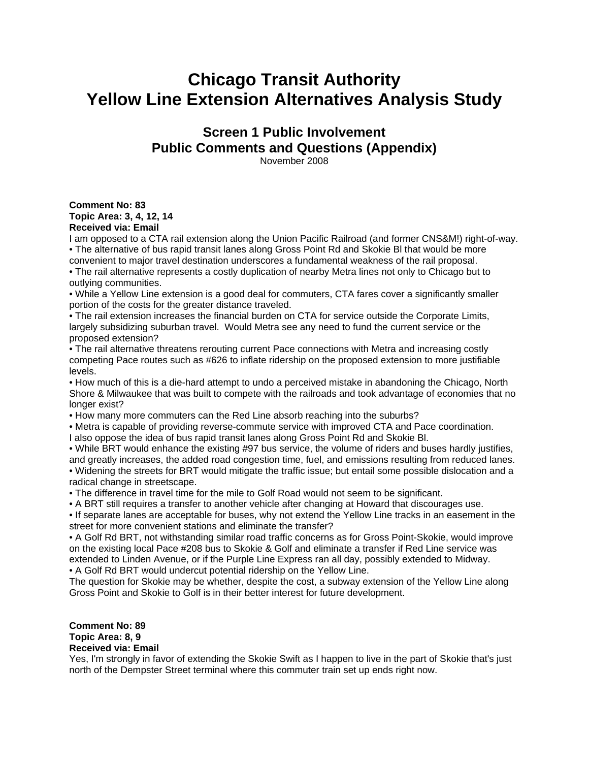# Chicago Transit Authority
# Yellow Line Extension Alternatives Analysis Study

## Screen 1 Public Involvement
## Public Comments and Questions (Appendix)

November 2008

**Comment No: 83**
**Topic Area: 3, 4, 12, 14**
**Received via: Email**

I am opposed to a CTA rail extension along the Union Pacific Railroad (and former CNS&M!) right-of-way.

- The alternative of bus rapid transit lanes along Gross Point Rd and Skokie Bl that would be more convenient to major travel destination underscores a fundamental weakness of the rail proposal.
- The rail alternative represents a costly duplication of nearby Metra lines not only to Chicago but to outlying communities.
- While a Yellow Line extension is a good deal for commuters, CTA fares cover a significantly smaller portion of the costs for the greater distance traveled.
- The rail extension increases the financial burden on CTA for service outside the Corporate Limits, largely subsidizing suburban travel. Would Metra see any need to fund the current service or the proposed extension?
- The rail alternative threatens rerouting current Pace connections with Metra and increasing costly competing Pace routes such as #626 to inflate ridership on the proposed extension to more justifiable levels.
- How much of this is a die-hard attempt to undo a perceived mistake in abandoning the Chicago, North Shore & Milwaukee that was built to compete with the railroads and took advantage of economies that no longer exist?
- How many more commuters can the Red Line absorb reaching into the suburbs?
- Metra is capable of providing reverse-commute service with improved CTA and Pace coordination.

I also oppose the idea of bus rapid transit lanes along Gross Point Rd and Skokie Bl.

- While BRT would enhance the existing #97 bus service, the volume of riders and buses hardly justifies, and greatly increases, the added road congestion time, fuel, and emissions resulting from reduced lanes.
- Widening the streets for BRT would mitigate the traffic issue; but entail some possible dislocation and a radical change in streetscape.
- The difference in travel time for the mile to Golf Road would not seem to be significant.
- A BRT still requires a transfer to another vehicle after changing at Howard that discourages use.
- If separate lanes are acceptable for buses, why not extend the Yellow Line tracks in an easement in the street for more convenient stations and eliminate the transfer?
- A Golf Rd BRT, not withstanding similar road traffic concerns as for Gross Point-Skokie, would improve on the existing local Pace #208 bus to Skokie & Golf and eliminate a transfer if Red Line service was extended to Linden Avenue, or if the Purple Line Express ran all day, possibly extended to Midway.
- A Golf Rd BRT would undercut potential ridership on the Yellow Line.

The question for Skokie may be whether, despite the cost, a subway extension of the Yellow Line along Gross Point and Skokie to Golf is in their better interest for future development.

**Comment No: 89**
**Topic Area: 8, 9**
**Received via: Email**

Yes, I'm strongly in favor of extending the Skokie Swift as I happen to live in the part of Skokie that's just north of the Dempster Street terminal where this commuter train set up ends right now.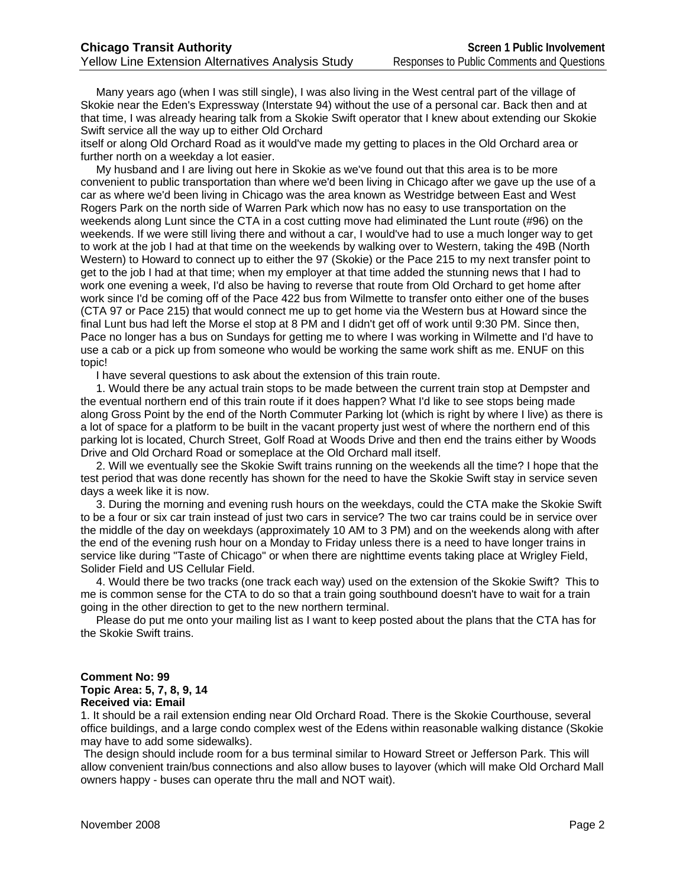Many years ago (when I was still single), I was also living in the West central part of the village of Skokie near the Eden's Expressway (Interstate 94) without the use of a personal car. Back then and at that time, I was already hearing talk from a Skokie Swift operator that I knew about extending our Skokie Swift service all the way up to either Old Orchard itself or along Old Orchard Road as it would've made my getting to places in the Old Orchard area or further north on a weekday a lot easier.

My husband and I are living out here in Skokie as we've found out that this area is to be more convenient to public transportation than where we'd been living in Chicago after we gave up the use of a car as where we'd been living in Chicago was the area known as Westridge between East and West Rogers Park on the north side of Warren Park which now has no easy to use transportation on the weekends along Lunt since the CTA in a cost cutting move had eliminated the Lunt route (#96) on the weekends. If we were still living there and without a car, I would've had to use a much longer way to get to work at the job I had at that time on the weekends by walking over to Western, taking the 49B (North Western) to Howard to connect up to either the 97 (Skokie) or the Pace 215 to my next transfer point to get to the job I had at that time; when my employer at that time added the stunning news that I had to work one evening a week, I'd also be having to reverse that route from Old Orchard to get home after work since I'd be coming off of the Pace 422 bus from Wilmette to transfer onto either one of the buses (CTA 97 or Pace 215) that would connect me up to get home via the Western bus at Howard since the final Lunt bus had left the Morse el stop at 8 PM and I didn't get off of work until 9:30 PM. Since then, Pace no longer has a bus on Sundays for getting me to where I was working in Wilmette and I'd have to use a cab or a pick up from someone who would be working the same work shift as me. ENUF on this topic!

I have several questions to ask about the extension of this train route.

1. Would there be any actual train stops to be made between the current train stop at Dempster and the eventual northern end of this train route if it does happen? What I'd like to see stops being made along Gross Point by the end of the North Commuter Parking lot (which is right by where I live) as there is a lot of space for a platform to be built in the vacant property just west of where the northern end of this parking lot is located, Church Street, Golf Road at Woods Drive and then end the trains either by Woods Drive and Old Orchard Road or someplace at the Old Orchard mall itself.

2. Will we eventually see the Skokie Swift trains running on the weekends all the time? I hope that the test period that was done recently has shown for the need to have the Skokie Swift stay in service seven days a week like it is now.

3. During the morning and evening rush hours on the weekdays, could the CTA make the Skokie Swift to be a four or six car train instead of just two cars in service? The two car trains could be in service over the middle of the day on weekdays (approximately 10 AM to 3 PM) and on the weekends along with after the end of the evening rush hour on a Monday to Friday unless there is a need to have longer trains in service like during "Taste of Chicago" or when there are nighttime events taking place at Wrigley Field, Solider Field and US Cellular Field.

4. Would there be two tracks (one track each way) used on the extension of the Skokie Swift? This to me is common sense for the CTA to do so that a train going southbound doesn't have to wait for a train going in the other direction to get to the new northern terminal.

Please do put me onto your mailing list as I want to keep posted about the plans that the CTA has for the Skokie Swift trains.

**Comment No: 99**
**Topic Area: 5, 7, 8, 9, 14**
**Received via: Email**

1. It should be a rail extension ending near Old Orchard Road. There is the Skokie Courthouse, several office buildings, and a large condo complex west of the Edens within reasonable walking distance (Skokie may have to add some sidewalks).

The design should include room for a bus terminal similar to Howard Street or Jefferson Park. This will allow convenient train/bus connections and also allow buses to layover (which will make Old Orchard Mall owners happy - buses can operate thru the mall and NOT wait).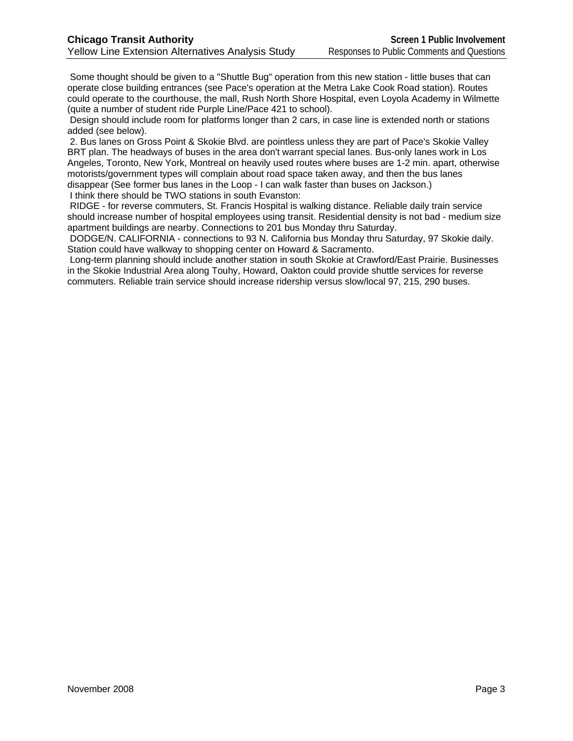Some thought should be given to a "Shuttle Bug" operation from this new station - little buses that can operate close building entrances (see Pace's operation at the Metra Lake Cook Road station). Routes could operate to the courthouse, the mall, Rush North Shore Hospital, even Loyola Academy in Wilmette (quite a number of student ride Purple Line/Pace 421 to school).

Design should include room for platforms longer than 2 cars, in case line is extended north or stations added (see below).

2. Bus lanes on Gross Point & Skokie Blvd. are pointless unless they are part of Pace's Skokie Valley BRT plan. The headways of buses in the area don't warrant special lanes. Bus-only lanes work in Los Angeles, Toronto, New York, Montreal on heavily used routes where buses are 1-2 min. apart, otherwise motorists/government types will complain about road space taken away, and then the bus lanes disappear (See former bus lanes in the Loop - I can walk faster than buses on Jackson.)

I think there should be TWO stations in south Evanston:

RIDGE - for reverse commuters, St. Francis Hospital is walking distance. Reliable daily train service should increase number of hospital employees using transit. Residential density is not bad - medium size apartment buildings are nearby. Connections to 201 bus Monday thru Saturday.

DODGE/N. CALIFORNIA - connections to 93 N. California bus Monday thru Saturday, 97 Skokie daily. Station could have walkway to shopping center on Howard & Sacramento.

Long-term planning should include another station in south Skokie at Crawford/East Prairie. Businesses in the Skokie Industrial Area along Touhy, Howard, Oakton could provide shuttle services for reverse commuters. Reliable train service should increase ridership versus slow/local 97, 215, 290 buses.